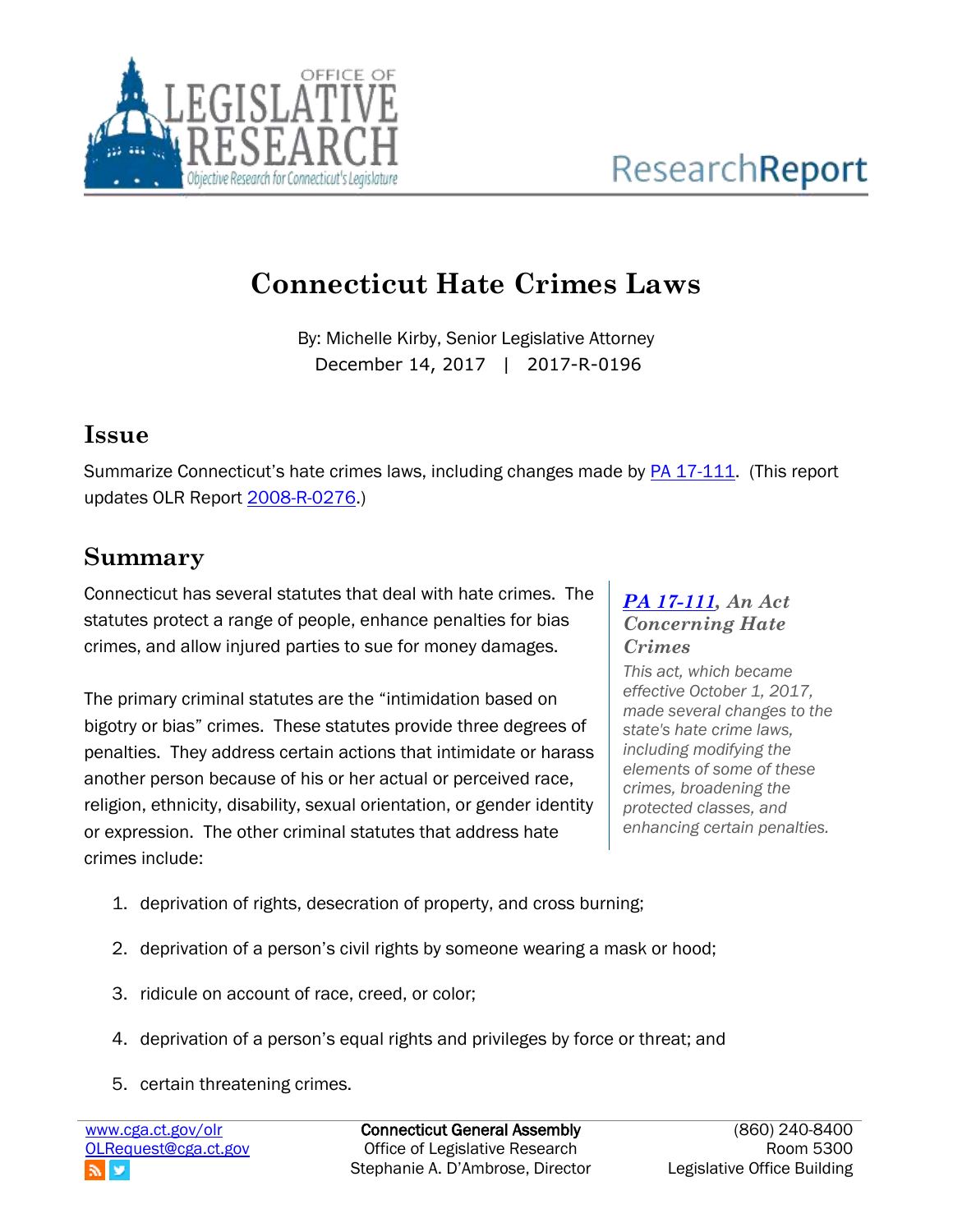# Connecticut Hate Crimes Laws

By: Michelle Kirby, Senior Legislative Attorney
December 14, 2017 | 2017-R-0196

## Issue

Summarize Connecticut's hate crimes laws, including changes made by PA 17-111. (This report updates OLR Report 2008-R-0276.)

## Summary

Connecticut has several statutes that deal with hate crimes. The statutes protect a range of people, enhance penalties for bias crimes, and allow injured parties to sue for money damages.

The primary criminal statutes are the "intimidation based on bigotry or bias" crimes. These statutes provide three degrees of penalties. They address certain actions that intimidate or harass another person because of his or her actual or perceived race, religion, ethnicity, disability, sexual orientation, or gender identity or expression. The other criminal statutes that address hate crimes include:

1. deprivation of rights, desecration of property, and cross burning;
2. deprivation of a person's civil rights by someone wearing a mask or hood;
3. ridicule on account of race, creed, or color;
4. deprivation of a person's equal rights and privileges by force or threat; and
5. certain threatening crimes.

> ***PA 17-111, An Act Concerning Hate Crimes***
>
> *This act, which became effective October 1, 2017, made several changes to the state's hate crime laws, including modifying the elements of some of these crimes, broadening the protected classes, and enhancing certain penalties.*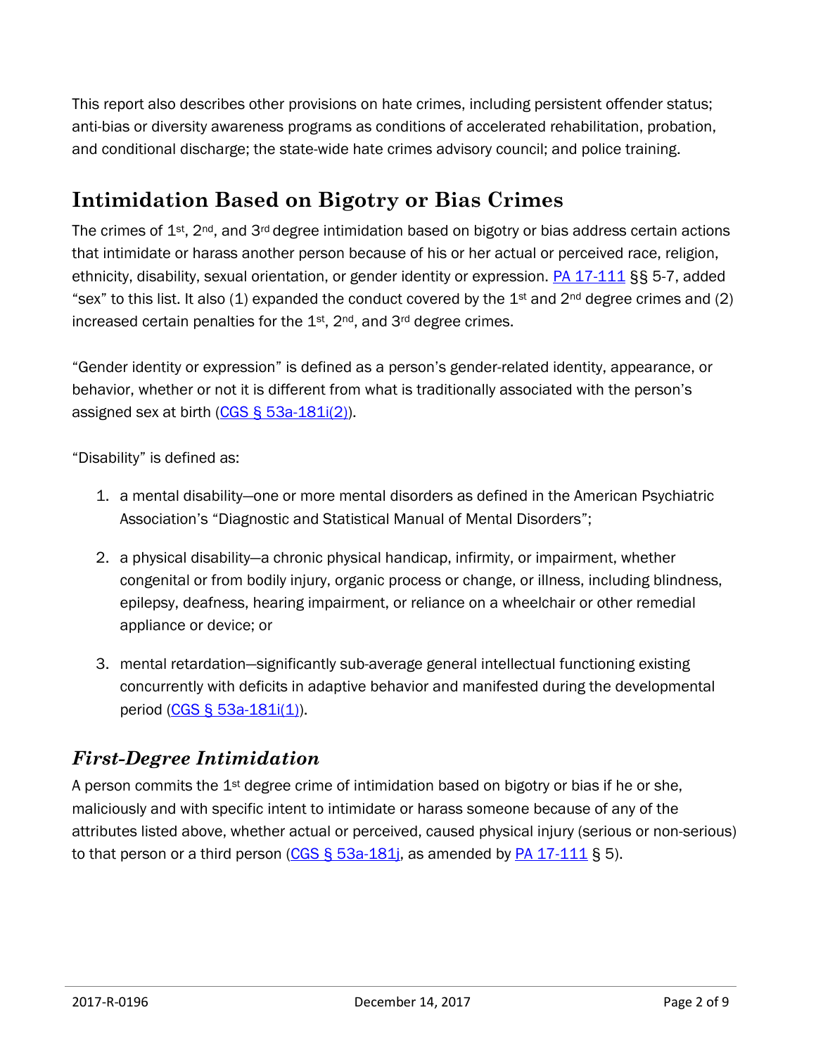This report also describes other provisions on hate crimes, including persistent offender status; anti-bias or diversity awareness programs as conditions of accelerated rehabilitation, probation, and conditional discharge; the state-wide hate crimes advisory council; and police training.

## Intimidation Based on Bigotry or Bias Crimes

The crimes of 1st, 2nd, and 3rd degree intimidation based on bigotry or bias address certain actions that intimidate or harass another person because of his or her actual or perceived race, religion, ethnicity, disability, sexual orientation, or gender identity or expression. PA 17-111 §§ 5-7, added "sex" to this list. It also (1) expanded the conduct covered by the 1st and 2nd degree crimes and (2) increased certain penalties for the 1st, 2nd, and 3rd degree crimes.

"Gender identity or expression" is defined as a person's gender-related identity, appearance, or behavior, whether or not it is different from what is traditionally associated with the person's assigned sex at birth (CGS § 53a-181i(2)).

"Disability" is defined as:

1. a mental disability—one or more mental disorders as defined in the American Psychiatric Association's "Diagnostic and Statistical Manual of Mental Disorders";
2. a physical disability—a chronic physical handicap, infirmity, or impairment, whether congenital or from bodily injury, organic process or change, or illness, including blindness, epilepsy, deafness, hearing impairment, or reliance on a wheelchair or other remedial appliance or device; or
3. mental retardation—significantly sub-average general intellectual functioning existing concurrently with deficits in adaptive behavior and manifested during the developmental period (CGS § 53a-181i(1)).

### *First-Degree Intimidation*

A person commits the 1st degree crime of intimidation based on bigotry or bias if he or she, maliciously and with specific intent to intimidate or harass someone because of any of the attributes listed above, whether actual or perceived, caused physical injury (serious or non-serious) to that person or a third person (CGS § 53a-181j, as amended by PA 17-111 § 5).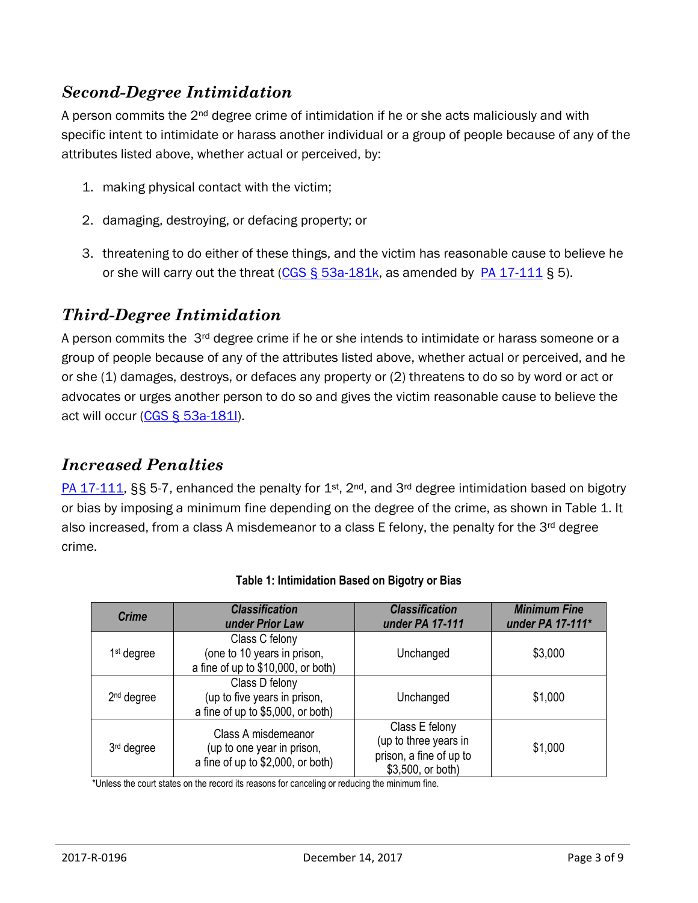## *Second-Degree Intimidation*

A person commits the 2nd degree crime of intimidation if he or she acts maliciously and with specific intent to intimidate or harass another individual or a group of people because of any of the attributes listed above, whether actual or perceived, by:

1. making physical contact with the victim;
2. damaging, destroying, or defacing property; or
3. threatening to do either of these things, and the victim has reasonable cause to believe he or she will carry out the threat (CGS § 53a-181k, as amended by PA 17-111 § 5).

## *Third-Degree Intimidation*

A person commits the 3rd degree crime if he or she intends to intimidate or harass someone or a group of people because of any of the attributes listed above, whether actual or perceived, and he or she (1) damages, destroys, or defaces any property or (2) threatens to do so by word or act or advocates or urges another person to do so and gives the victim reasonable cause to believe the act will occur (CGS § 53a-181l).

## *Increased Penalties*

PA 17-111, §§ 5-7, enhanced the penalty for 1st, 2nd, and 3rd degree intimidation based on bigotry or bias by imposing a minimum fine depending on the degree of the crime, as shown in Table 1. It also increased, from a class A misdemeanor to a class E felony, the penalty for the 3rd degree crime.

**Table 1: Intimidation Based on Bigotry or Bias**

| *Crime* | *Classification under Prior Law* | *Classification under PA 17-111* | *Minimum Fine under PA 17-111\** |
|---|---|---|---|
| 1st degree | Class C felony (one to 10 years in prison, a fine of up to $10,000, or both) | Unchanged | $3,000 |
| 2nd degree | Class D felony (up to five years in prison, a fine of up to $5,000, or both) | Unchanged | $1,000 |
| 3rd degree | Class A misdemeanor (up to one year in prison, a fine of up to $2,000, or both) | Class E felony (up to three years in prison, a fine of up to $3,500, or both) | $1,000 |

*Unless the court states on the record its reasons for canceling or reducing the minimum fine.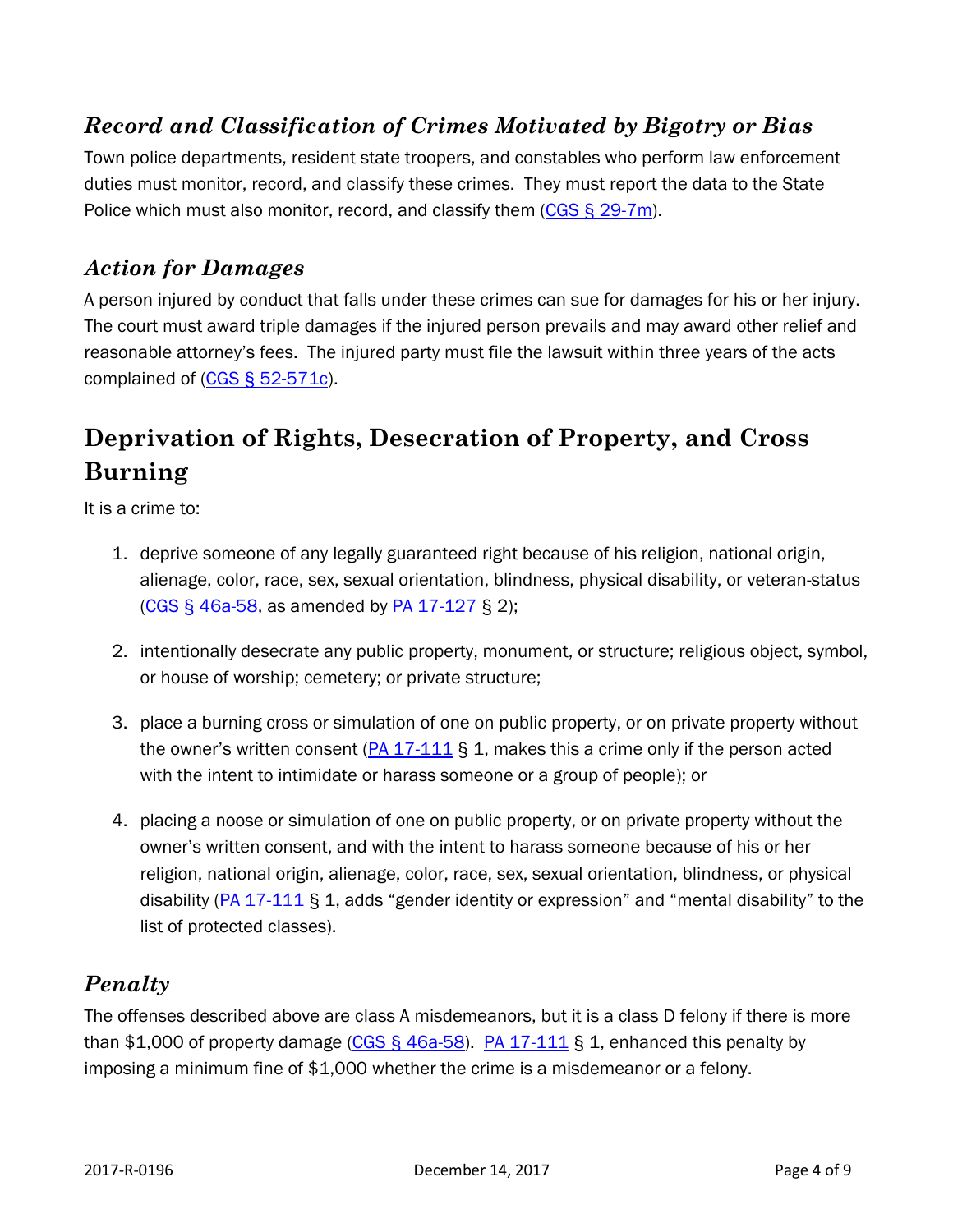### *Record and Classification of Crimes Motivated by Bigotry or Bias*

Town police departments, resident state troopers, and constables who perform law enforcement duties must monitor, record, and classify these crimes. They must report the data to the State Police which must also monitor, record, and classify them (CGS § 29-7m).

### *Action for Damages*

A person injured by conduct that falls under these crimes can sue for damages for his or her injury. The court must award triple damages if the injured person prevails and may award other relief and reasonable attorney's fees. The injured party must file the lawsuit within three years of the acts complained of (CGS § 52-571c).

## Deprivation of Rights, Desecration of Property, and Cross Burning

It is a crime to:

1. deprive someone of any legally guaranteed right because of his religion, national origin, alienage, color, race, sex, sexual orientation, blindness, physical disability, or veteran-status (CGS § 46a-58, as amended by PA 17-127 § 2);

2. intentionally desecrate any public property, monument, or structure; religious object, symbol, or house of worship; cemetery; or private structure;

3. place a burning cross or simulation of one on public property, or on private property without the owner's written consent (PA 17-111 § 1, makes this a crime only if the person acted with the intent to intimidate or harass someone or a group of people); or

4. placing a noose or simulation of one on public property, or on private property without the owner's written consent, and with the intent to harass someone because of his or her religion, national origin, alienage, color, race, sex, sexual orientation, blindness, or physical disability (PA 17-111 § 1, adds "gender identity or expression" and "mental disability" to the list of protected classes).

### *Penalty*

The offenses described above are class A misdemeanors, but it is a class D felony if there is more than $1,000 of property damage (CGS § 46a-58). PA 17-111 § 1, enhanced this penalty by imposing a minimum fine of $1,000 whether the crime is a misdemeanor or a felony.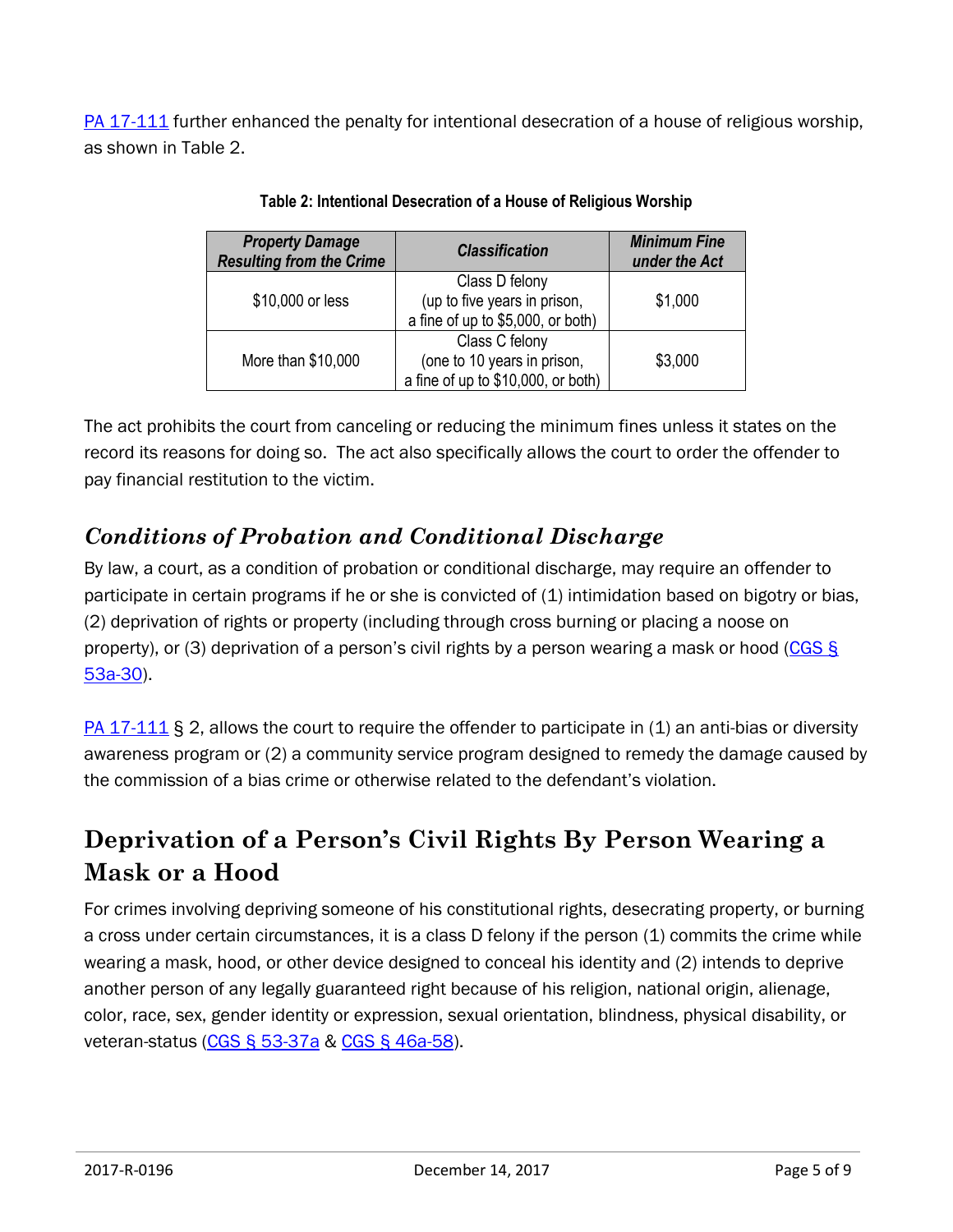PA 17-111 further enhanced the penalty for intentional desecration of a house of religious worship, as shown in Table 2.

**Table 2: Intentional Desecration of a House of Religious Worship**

| *Property Damage Resulting from the Crime* | *Classification* | *Minimum Fine under the Act* |
|---|---|---|
| $10,000 or less | Class D felony (up to five years in prison, a fine of up to $5,000, or both) | $1,000 |
| More than $10,000 | Class C felony (one to 10 years in prison, a fine of up to $10,000, or both) | $3,000 |

The act prohibits the court from canceling or reducing the minimum fines unless it states on the record its reasons for doing so. The act also specifically allows the court to order the offender to pay financial restitution to the victim.

### *Conditions of Probation and Conditional Discharge*

By law, a court, as a condition of probation or conditional discharge, may require an offender to participate in certain programs if he or she is convicted of (1) intimidation based on bigotry or bias, (2) deprivation of rights or property (including through cross burning or placing a noose on property), or (3) deprivation of a person's civil rights by a person wearing a mask or hood (CGS § 53a-30).

PA 17-111 § 2, allows the court to require the offender to participate in (1) an anti-bias or diversity awareness program or (2) a community service program designed to remedy the damage caused by the commission of a bias crime or otherwise related to the defendant's violation.

## Deprivation of a Person's Civil Rights By Person Wearing a Mask or a Hood

For crimes involving depriving someone of his constitutional rights, desecrating property, or burning a cross under certain circumstances, it is a class D felony if the person (1) commits the crime while wearing a mask, hood, or other device designed to conceal his identity and (2) intends to deprive another person of any legally guaranteed right because of his religion, national origin, alienage, color, race, sex, gender identity or expression, sexual orientation, blindness, physical disability, or veteran-status (CGS § 53-37a & CGS § 46a-58).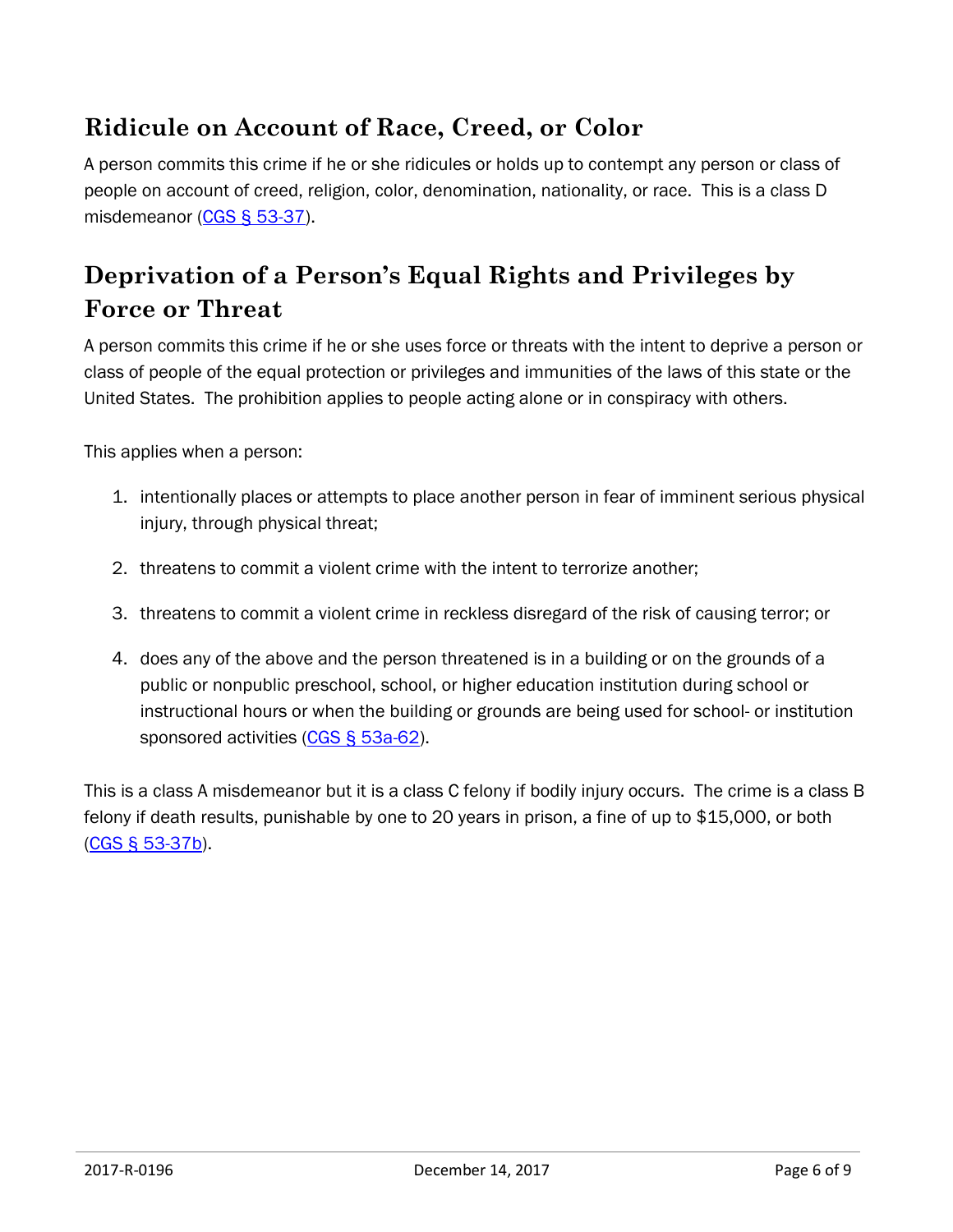## Ridicule on Account of Race, Creed, or Color

A person commits this crime if he or she ridicules or holds up to contempt any person or class of people on account of creed, religion, color, denomination, nationality, or race. This is a class D misdemeanor (CGS § 53-37).

## Deprivation of a Person's Equal Rights and Privileges by Force or Threat

A person commits this crime if he or she uses force or threats with the intent to deprive a person or class of people of the equal protection or privileges and immunities of the laws of this state or the United States. The prohibition applies to people acting alone or in conspiracy with others.

This applies when a person:

1. intentionally places or attempts to place another person in fear of imminent serious physical injury, through physical threat;
2. threatens to commit a violent crime with the intent to terrorize another;
3. threatens to commit a violent crime in reckless disregard of the risk of causing terror; or
4. does any of the above and the person threatened is in a building or on the grounds of a public or nonpublic preschool, school, or higher education institution during school or instructional hours or when the building or grounds are being used for school- or institution sponsored activities (CGS § 53a-62).

This is a class A misdemeanor but it is a class C felony if bodily injury occurs. The crime is a class B felony if death results, punishable by one to 20 years in prison, a fine of up to $15,000, or both (CGS § 53-37b).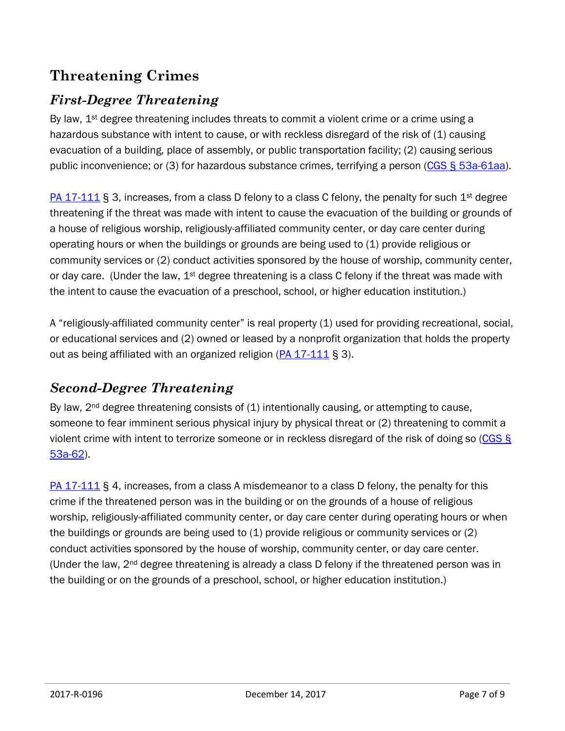## Threatening Crimes

### *First-Degree Threatening*

By law, 1st degree threatening includes threats to commit a violent crime or a crime using a hazardous substance with intent to cause, or with reckless disregard of the risk of (1) causing evacuation of a building, place of assembly, or public transportation facility; (2) causing serious public inconvenience; or (3) for hazardous substance crimes, terrifying a person (CGS § 53a-61aa).

PA 17-111 § 3, increases, from a class D felony to a class C felony, the penalty for such 1st degree threatening if the threat was made with intent to cause the evacuation of the building or grounds of a house of religious worship, religiously-affiliated community center, or day care center during operating hours or when the buildings or grounds are being used to (1) provide religious or community services or (2) conduct activities sponsored by the house of worship, community center, or day care. (Under the law, 1st degree threatening is a class C felony if the threat was made with the intent to cause the evacuation of a preschool, school, or higher education institution.)

A "religiously-affiliated community center" is real property (1) used for providing recreational, social, or educational services and (2) owned or leased by a nonprofit organization that holds the property out as being affiliated with an organized religion (PA 17-111 § 3).

### *Second-Degree Threatening*

By law, 2nd degree threatening consists of (1) intentionally causing, or attempting to cause, someone to fear imminent serious physical injury by physical threat or (2) threatening to commit a violent crime with intent to terrorize someone or in reckless disregard of the risk of doing so (CGS § 53a-62).

PA 17-111 § 4, increases, from a class A misdemeanor to a class D felony, the penalty for this crime if the threatened person was in the building or on the grounds of a house of religious worship, religiously-affiliated community center, or day care center during operating hours or when the buildings or grounds are being used to (1) provide religious or community services or (2) conduct activities sponsored by the house of worship, community center, or day care center. (Under the law, 2nd degree threatening is already a class D felony if the threatened person was in the building or on the grounds of a preschool, school, or higher education institution.)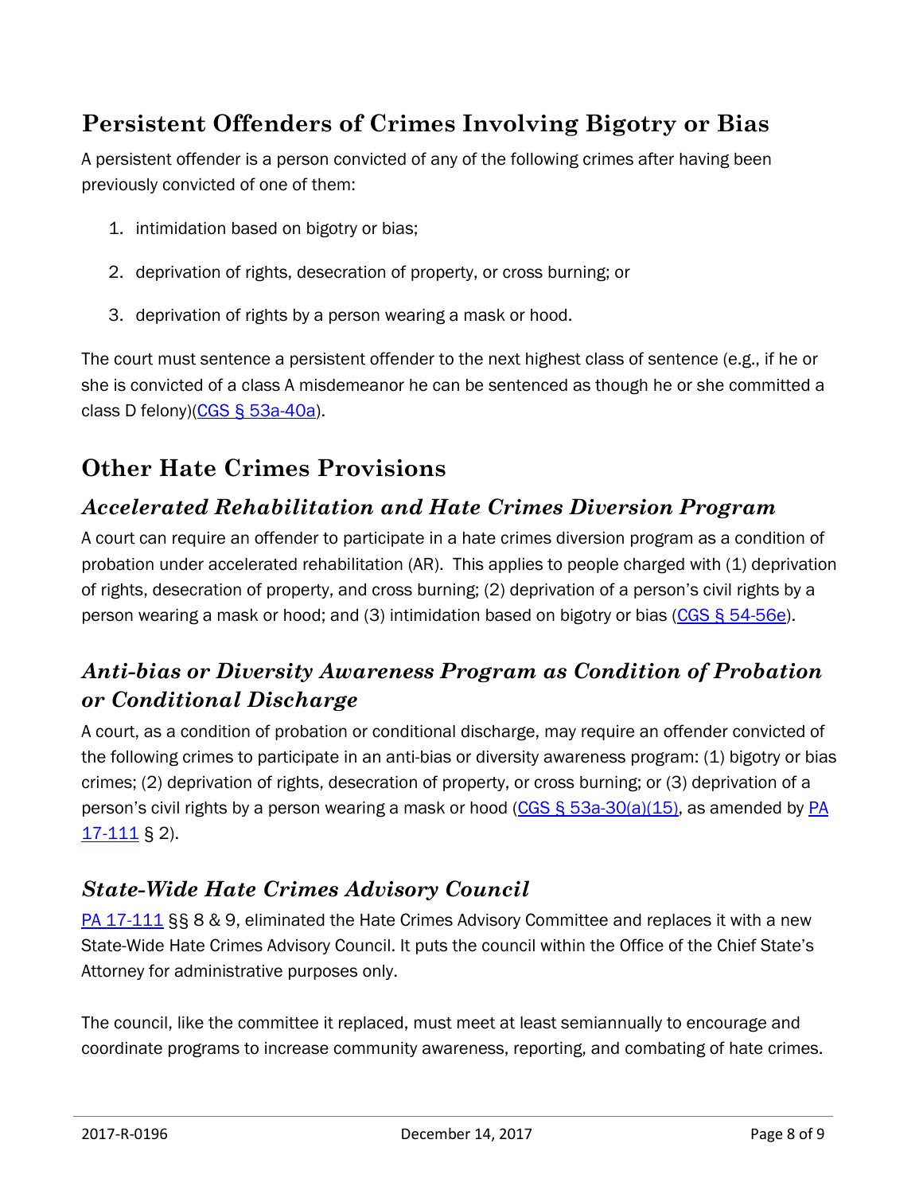## Persistent Offenders of Crimes Involving Bigotry or Bias

A persistent offender is a person convicted of any of the following crimes after having been previously convicted of one of them:

1. intimidation based on bigotry or bias;
2. deprivation of rights, desecration of property, or cross burning; or
3. deprivation of rights by a person wearing a mask or hood.

The court must sentence a persistent offender to the next highest class of sentence (e.g., if he or she is convicted of a class A misdemeanor he can be sentenced as though he or she committed a class D felony)(CGS § 53a-40a).

## Other Hate Crimes Provisions

### *Accelerated Rehabilitation and Hate Crimes Diversion Program*

A court can require an offender to participate in a hate crimes diversion program as a condition of probation under accelerated rehabilitation (AR). This applies to people charged with (1) deprivation of rights, desecration of property, and cross burning; (2) deprivation of a person's civil rights by a person wearing a mask or hood; and (3) intimidation based on bigotry or bias (CGS § 54-56e).

### *Anti-bias or Diversity Awareness Program as Condition of Probation or Conditional Discharge*

A court, as a condition of probation or conditional discharge, may require an offender convicted of the following crimes to participate in an anti-bias or diversity awareness program: (1) bigotry or bias crimes; (2) deprivation of rights, desecration of property, or cross burning; or (3) deprivation of a person's civil rights by a person wearing a mask or hood (CGS § 53a-30(a)(15), as amended by PA 17-111 § 2).

### *State-Wide Hate Crimes Advisory Council*

PA 17-111 §§ 8 & 9, eliminated the Hate Crimes Advisory Committee and replaces it with a new State-Wide Hate Crimes Advisory Council. It puts the council within the Office of the Chief State's Attorney for administrative purposes only.

The council, like the committee it replaced, must meet at least semiannually to encourage and coordinate programs to increase community awareness, reporting, and combating of hate crimes.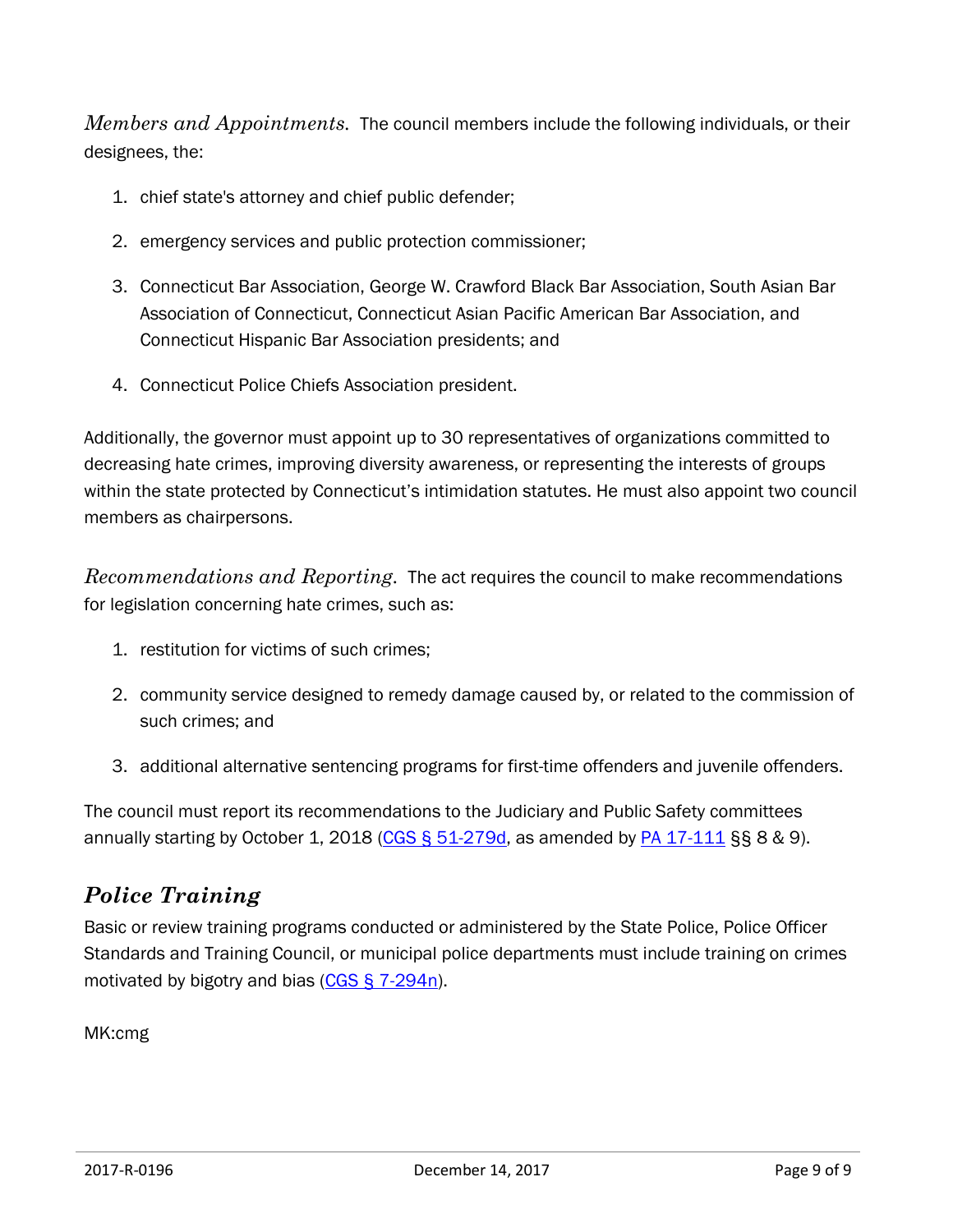*Members and Appointments.* The council members include the following individuals, or their designees, the:

1. chief state's attorney and chief public defender;
2. emergency services and public protection commissioner;
3. Connecticut Bar Association, George W. Crawford Black Bar Association, South Asian Bar Association of Connecticut, Connecticut Asian Pacific American Bar Association, and Connecticut Hispanic Bar Association presidents; and
4. Connecticut Police Chiefs Association president.

Additionally, the governor must appoint up to 30 representatives of organizations committed to decreasing hate crimes, improving diversity awareness, or representing the interests of groups within the state protected by Connecticut's intimidation statutes. He must also appoint two council members as chairpersons.

*Recommendations and Reporting.* The act requires the council to make recommendations for legislation concerning hate crimes, such as:

1. restitution for victims of such crimes;
2. community service designed to remedy damage caused by, or related to the commission of such crimes; and
3. additional alternative sentencing programs for first-time offenders and juvenile offenders.

The council must report its recommendations to the Judiciary and Public Safety committees annually starting by October 1, 2018 (CGS § 51-279d, as amended by PA 17-111 §§ 8 & 9).

## Police Training

Basic or review training programs conducted or administered by the State Police, Police Officer Standards and Training Council, or municipal police departments must include training on crimes motivated by bigotry and bias (CGS § 7-294n).

MK:cmg